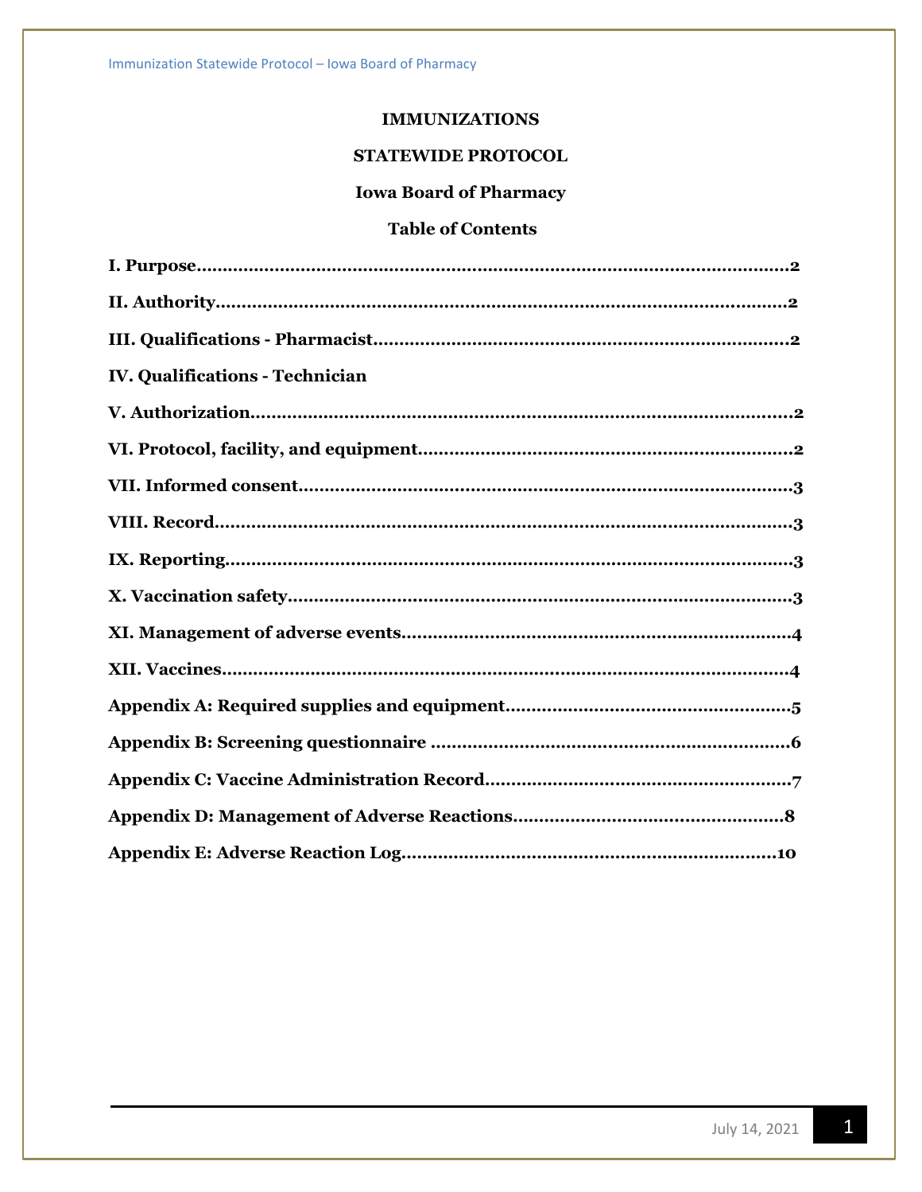**IMMUNIZATIONS**

**STATEWIDE PROTOCOL**

**Iowa Board of Pharmacy**

**Table of Contents**

**I. Purpose**.......................................................................................................2

**II. Authority**......................................................................................................2

**III. Qualifications - Pharmacist**...........................................................................2

**IV. Qualifications - Technician**

**V. Authorization**.................................................................................................2

**VI. Protocol, facility, and equipment**..................................................................2

**VII. Informed consent**..........................................................................................3

**VIII. Record**..........................................................................................................3

**IX. Reporting**.......................................................................................................3

**X. Vaccination safety**............................................................................................3

**XI. Management of adverse events**......................................................................4

**XII. Vaccines**........................................................................................................4

**Appendix A: Required supplies and equipment**..................................................5

**Appendix B: Screening questionnaire** .................................................................6

**Appendix C: Vaccine Administration Record**.....................................................7

**Appendix D: Management of Adverse Reactions**...............................................8

**Appendix E: Adverse Reaction Log**...................................................................10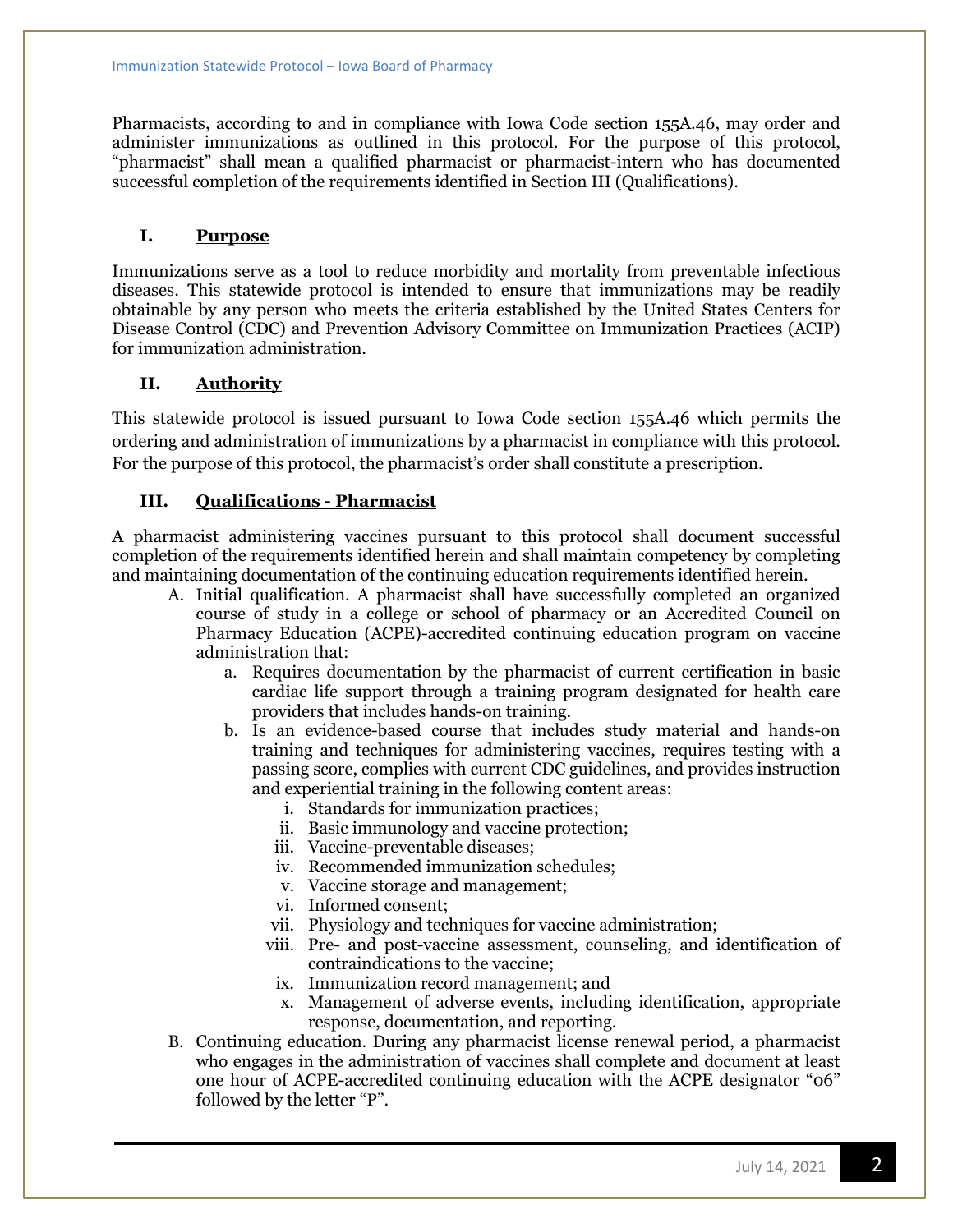Pharmacists, according to and in compliance with Iowa Code section 155A.46, may order and administer immunizations as outlined in this protocol. For the purpose of this protocol, "pharmacist" shall mean a qualified pharmacist or pharmacist-intern who has documented successful completion of the requirements identified in Section III (Qualifications).

## I. Purpose

Immunizations serve as a tool to reduce morbidity and mortality from preventable infectious diseases. This statewide protocol is intended to ensure that immunizations may be readily obtainable by any person who meets the criteria established by the United States Centers for Disease Control (CDC) and Prevention Advisory Committee on Immunization Practices (ACIP) for immunization administration.

## II. Authority

This statewide protocol is issued pursuant to Iowa Code section 155A.46 which permits the ordering and administration of immunizations by a pharmacist in compliance with this protocol. For the purpose of this protocol, the pharmacist's order shall constitute a prescription.

## III. Qualifications - Pharmacist

A pharmacist administering vaccines pursuant to this protocol shall document successful completion of the requirements identified herein and shall maintain competency by completing and maintaining documentation of the continuing education requirements identified herein.

A. Initial qualification. A pharmacist shall have successfully completed an organized course of study in a college or school of pharmacy or an Accredited Council on Pharmacy Education (ACPE)-accredited continuing education program on vaccine administration that:

   a. Requires documentation by the pharmacist of current certification in basic cardiac life support through a training program designated for health care providers that includes hands-on training.

   b. Is an evidence-based course that includes study material and hands-on training and techniques for administering vaccines, requires testing with a passing score, complies with current CDC guidelines, and provides instruction and experiential training in the following content areas:

      i. Standards for immunization practices;
      ii. Basic immunology and vaccine protection;
      iii. Vaccine-preventable diseases;
      iv. Recommended immunization schedules;
      v. Vaccine storage and management;
      vi. Informed consent;
      vii. Physiology and techniques for vaccine administration;
      viii. Pre- and post-vaccine assessment, counseling, and identification of contraindications to the vaccine;
      ix. Immunization record management; and
      x. Management of adverse events, including identification, appropriate response, documentation, and reporting.

B. Continuing education. During any pharmacist license renewal period, a pharmacist who engages in the administration of vaccines shall complete and document at least one hour of ACPE-accredited continuing education with the ACPE designator "06" followed by the letter "P".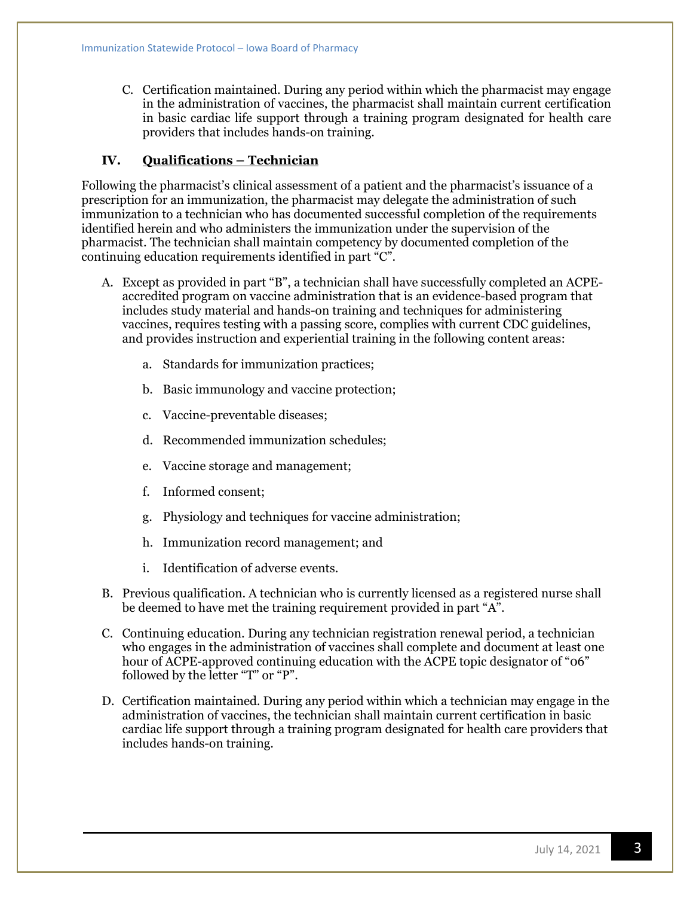C. Certification maintained. During any period within which the pharmacist may engage in the administration of vaccines, the pharmacist shall maintain current certification in basic cardiac life support through a training program designated for health care providers that includes hands-on training.

## IV. Qualifications – Technician

Following the pharmacist's clinical assessment of a patient and the pharmacist's issuance of a prescription for an immunization, the pharmacist may delegate the administration of such immunization to a technician who has documented successful completion of the requirements identified herein and who administers the immunization under the supervision of the pharmacist. The technician shall maintain competency by documented completion of the continuing education requirements identified in part "C".

A. Except as provided in part "B", a technician shall have successfully completed an ACPE-accredited program on vaccine administration that is an evidence-based program that includes study material and hands-on training and techniques for administering vaccines, requires testing with a passing score, complies with current CDC guidelines, and provides instruction and experiential training in the following content areas:

   a. Standards for immunization practices;

   b. Basic immunology and vaccine protection;

   c. Vaccine-preventable diseases;

   d. Recommended immunization schedules;

   e. Vaccine storage and management;

   f. Informed consent;

   g. Physiology and techniques for vaccine administration;

   h. Immunization record management; and

   i. Identification of adverse events.

B. Previous qualification. A technician who is currently licensed as a registered nurse shall be deemed to have met the training requirement provided in part "A".

C. Continuing education. During any technician registration renewal period, a technician who engages in the administration of vaccines shall complete and document at least one hour of ACPE-approved continuing education with the ACPE topic designator of "06" followed by the letter "T" or "P".

D. Certification maintained. During any period within which a technician may engage in the administration of vaccines, the technician shall maintain current certification in basic cardiac life support through a training program designated for health care providers that includes hands-on training.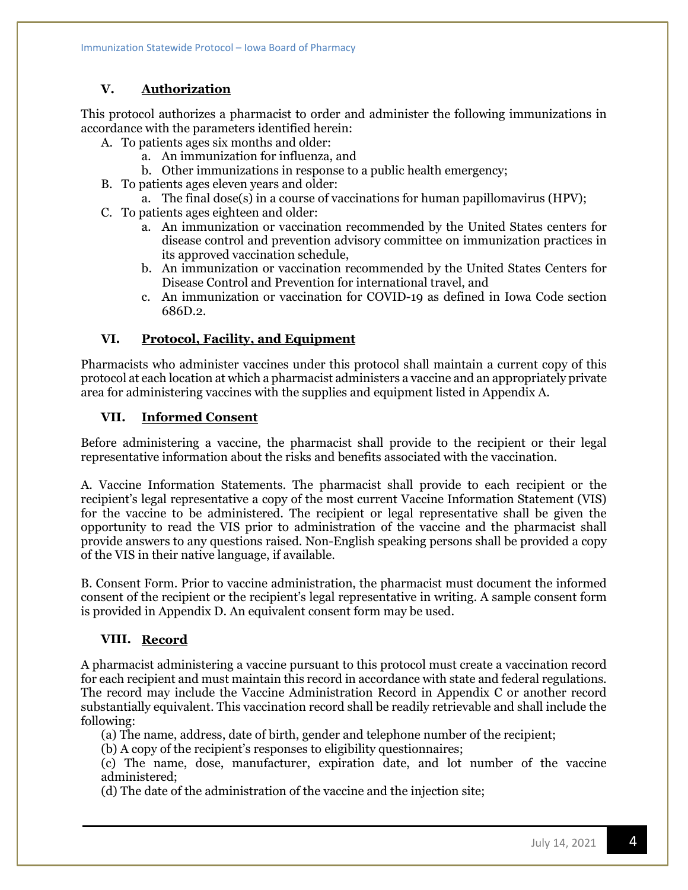## V. Authorization

This protocol authorizes a pharmacist to order and administer the following immunizations in accordance with the parameters identified herein:

A. To patients ages six months and older:
   a. An immunization for influenza, and
   b. Other immunizations in response to a public health emergency;

B. To patients ages eleven years and older:
   a. The final dose(s) in a course of vaccinations for human papillomavirus (HPV);

C. To patients ages eighteen and older:
   a. An immunization or vaccination recommended by the United States centers for disease control and prevention advisory committee on immunization practices in its approved vaccination schedule,
   b. An immunization or vaccination recommended by the United States Centers for Disease Control and Prevention for international travel, and
   c. An immunization or vaccination for COVID-19 as defined in Iowa Code section 686D.2.

## VI. Protocol, Facility, and Equipment

Pharmacists who administer vaccines under this protocol shall maintain a current copy of this protocol at each location at which a pharmacist administers a vaccine and an appropriately private area for administering vaccines with the supplies and equipment listed in Appendix A.

## VII. Informed Consent

Before administering a vaccine, the pharmacist shall provide to the recipient or their legal representative information about the risks and benefits associated with the vaccination.

A. Vaccine Information Statements. The pharmacist shall provide to each recipient or the recipient's legal representative a copy of the most current Vaccine Information Statement (VIS) for the vaccine to be administered. The recipient or legal representative shall be given the opportunity to read the VIS prior to administration of the vaccine and the pharmacist shall provide answers to any questions raised. Non-English speaking persons shall be provided a copy of the VIS in their native language, if available.

B. Consent Form. Prior to vaccine administration, the pharmacist must document the informed consent of the recipient or the recipient's legal representative in writing. A sample consent form is provided in Appendix D. An equivalent consent form may be used.

## VIII. Record

A pharmacist administering a vaccine pursuant to this protocol must create a vaccination record for each recipient and must maintain this record in accordance with state and federal regulations. The record may include the Vaccine Administration Record in Appendix C or another record substantially equivalent. This vaccination record shall be readily retrievable and shall include the following:

(a) The name, address, date of birth, gender and telephone number of the recipient;
(b) A copy of the recipient's responses to eligibility questionnaires;
(c) The name, dose, manufacturer, expiration date, and lot number of the vaccine administered;
(d) The date of the administration of the vaccine and the injection site;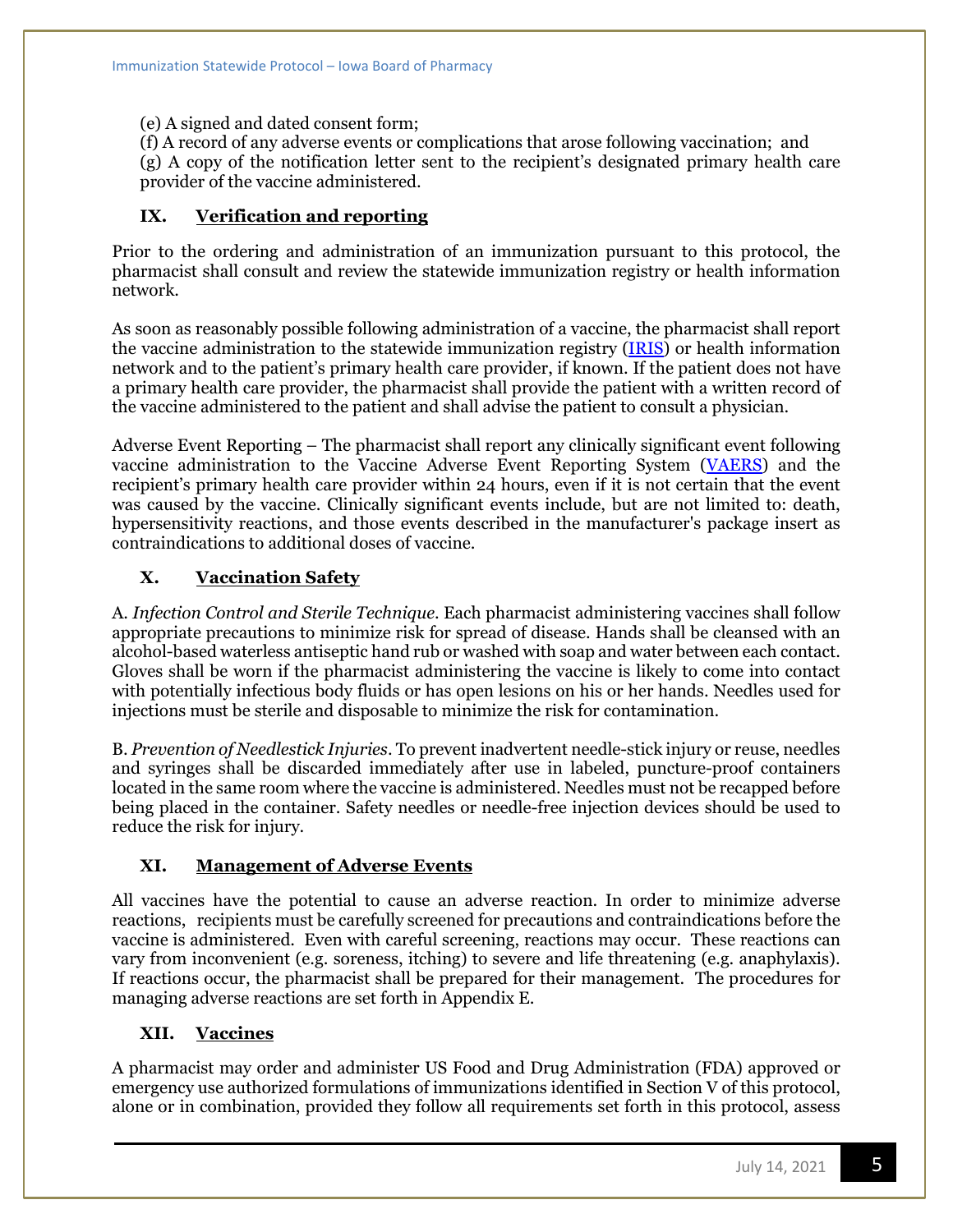(e) A signed and dated consent form;
(f) A record of any adverse events or complications that arose following vaccination; and
(g) A copy of the notification letter sent to the recipient's designated primary health care provider of the vaccine administered.

## IX. Verification and reporting

Prior to the ordering and administration of an immunization pursuant to this protocol, the pharmacist shall consult and review the statewide immunization registry or health information network.

As soon as reasonably possible following administration of a vaccine, the pharmacist shall report the vaccine administration to the statewide immunization registry (IRIS) or health information network and to the patient's primary health care provider, if known. If the patient does not have a primary health care provider, the pharmacist shall provide the patient with a written record of the vaccine administered to the patient and shall advise the patient to consult a physician.

Adverse Event Reporting – The pharmacist shall report any clinically significant event following vaccine administration to the Vaccine Adverse Event Reporting System (VAERS) and the recipient's primary health care provider within 24 hours, even if it is not certain that the event was caused by the vaccine. Clinically significant events include, but are not limited to: death, hypersensitivity reactions, and those events described in the manufacturer's package insert as contraindications to additional doses of vaccine.

## X. Vaccination Safety

A. *Infection Control and Sterile Technique*. Each pharmacist administering vaccines shall follow appropriate precautions to minimize risk for spread of disease. Hands shall be cleansed with an alcohol-based waterless antiseptic hand rub or washed with soap and water between each contact. Gloves shall be worn if the pharmacist administering the vaccine is likely to come into contact with potentially infectious body fluids or has open lesions on his or her hands. Needles used for injections must be sterile and disposable to minimize the risk for contamination.

B. *Prevention of Needlestick Injuries*. To prevent inadvertent needle-stick injury or reuse, needles and syringes shall be discarded immediately after use in labeled, puncture-proof containers located in the same room where the vaccine is administered. Needles must not be recapped before being placed in the container. Safety needles or needle-free injection devices should be used to reduce the risk for injury.

## XI. Management of Adverse Events

All vaccines have the potential to cause an adverse reaction. In order to minimize adverse reactions, recipients must be carefully screened for precautions and contraindications before the vaccine is administered. Even with careful screening, reactions may occur. These reactions can vary from inconvenient (e.g. soreness, itching) to severe and life threatening (e.g. anaphylaxis). If reactions occur, the pharmacist shall be prepared for their management. The procedures for managing adverse reactions are set forth in Appendix E.

## XII. Vaccines

A pharmacist may order and administer US Food and Drug Administration (FDA) approved or emergency use authorized formulations of immunizations identified in Section V of this protocol, alone or in combination, provided they follow all requirements set forth in this protocol, assess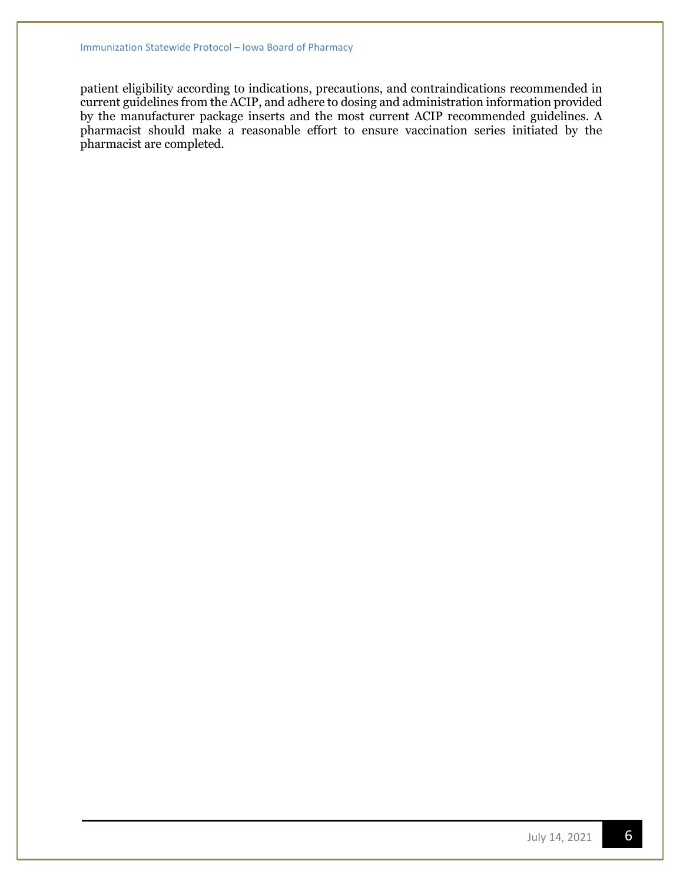patient eligibility according to indications, precautions, and contraindications recommended in current guidelines from the ACIP, and adhere to dosing and administration information provided by the manufacturer package inserts and the most current ACIP recommended guidelines. A pharmacist should make a reasonable effort to ensure vaccination series initiated by the pharmacist are completed.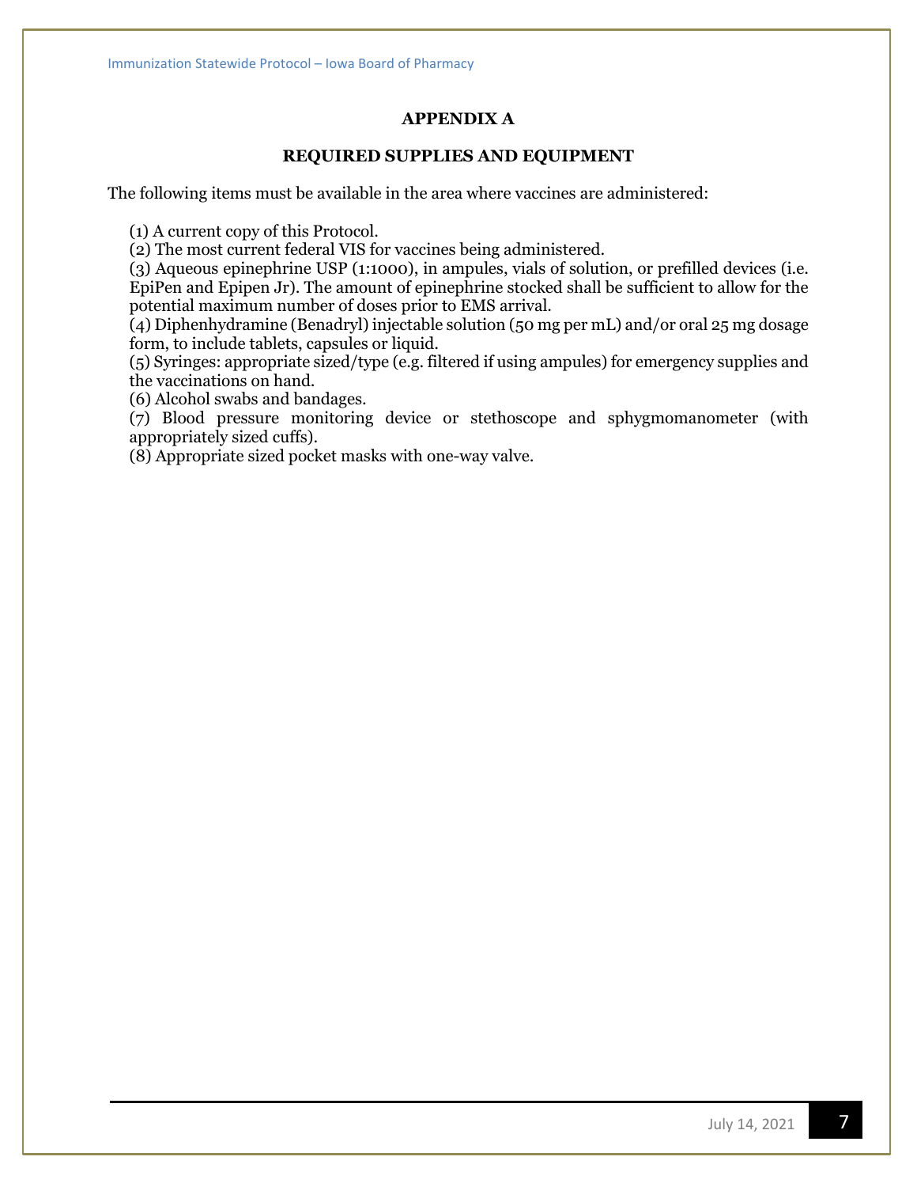## APPENDIX A

## REQUIRED SUPPLIES AND EQUIPMENT

The following items must be available in the area where vaccines are administered:

(1) A current copy of this Protocol.
(2) The most current federal VIS for vaccines being administered.
(3) Aqueous epinephrine USP (1:1000), in ampules, vials of solution, or prefilled devices (i.e. EpiPen and Epipen Jr). The amount of epinephrine stocked shall be sufficient to allow for the potential maximum number of doses prior to EMS arrival.
(4) Diphenhydramine (Benadryl) injectable solution (50 mg per mL) and/or oral 25 mg dosage form, to include tablets, capsules or liquid.
(5) Syringes: appropriate sized/type (e.g. filtered if using ampules) for emergency supplies and the vaccinations on hand.
(6) Alcohol swabs and bandages.
(7) Blood pressure monitoring device or stethoscope and sphygmomanometer (with appropriately sized cuffs).
(8) Appropriate sized pocket masks with one-way valve.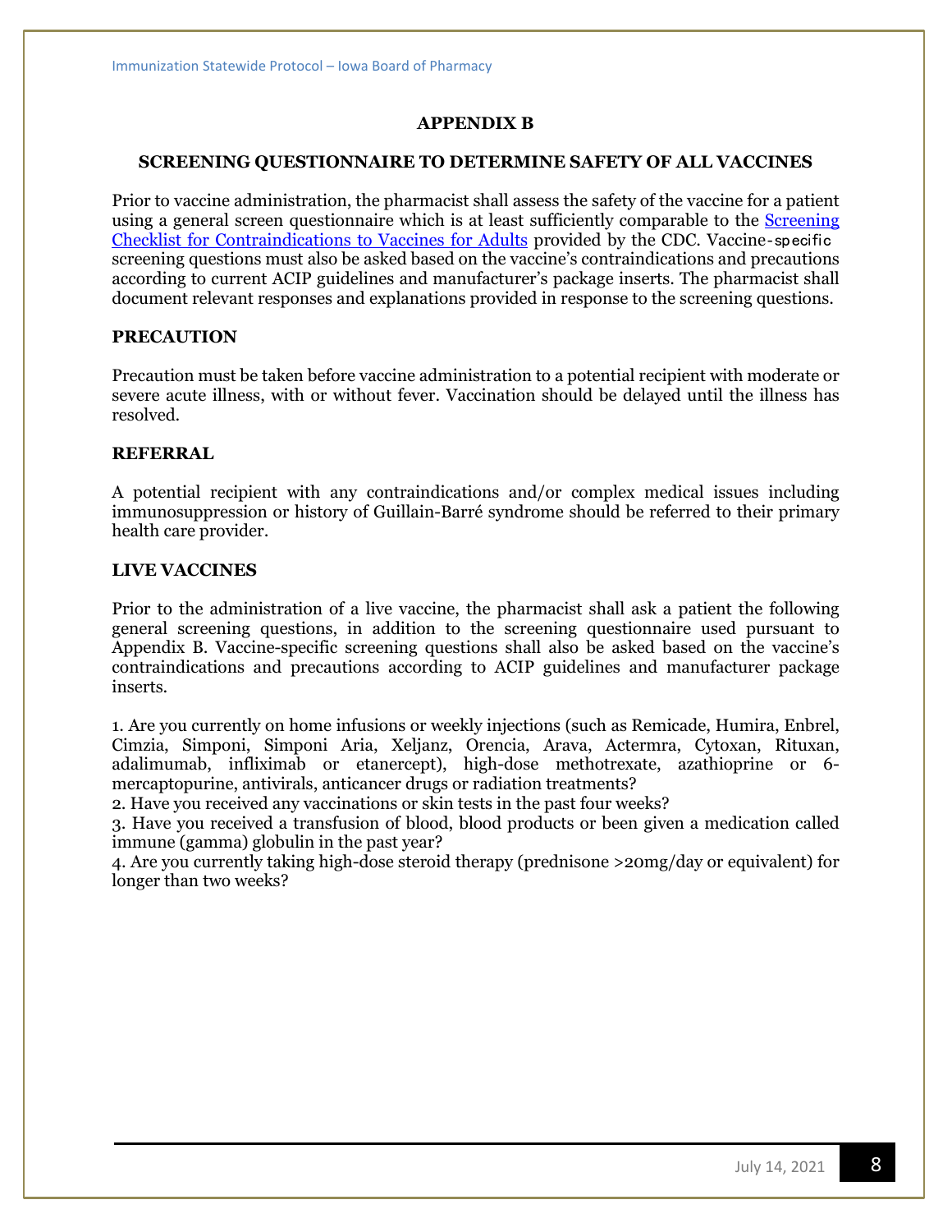## APPENDIX B

## SCREENING QUESTIONNAIRE TO DETERMINE SAFETY OF ALL VACCINES

Prior to vaccine administration, the pharmacist shall assess the safety of the vaccine for a patient using a general screen questionnaire which is at least sufficiently comparable to the [Screening Checklist for Contraindications to Vaccines for Adults]() provided by the CDC. Vaccine-specific screening questions must also be asked based on the vaccine's contraindications and precautions according to current ACIP guidelines and manufacturer's package inserts. The pharmacist shall document relevant responses and explanations provided in response to the screening questions.

### PRECAUTION

Precaution must be taken before vaccine administration to a potential recipient with moderate or severe acute illness, with or without fever. Vaccination should be delayed until the illness has resolved.

### REFERRAL

A potential recipient with any contraindications and/or complex medical issues including immunosuppression or history of Guillain-Barré syndrome should be referred to their primary health care provider.

### LIVE VACCINES

Prior to the administration of a live vaccine, the pharmacist shall ask a patient the following general screening questions, in addition to the screening questionnaire used pursuant to Appendix B. Vaccine-specific screening questions shall also be asked based on the vaccine's contraindications and precautions according to ACIP guidelines and manufacturer package inserts.

1. Are you currently on home infusions or weekly injections (such as Remicade, Humira, Enbrel, Cimzia, Simponi, Simponi Aria, Xeljanz, Orencia, Arava, Actermra, Cytoxan, Rituxan, adalimumab, infliximab or etanercept), high-dose methotrexate, azathioprine or 6-mercaptopurine, antivirals, anticancer drugs or radiation treatments?
2. Have you received any vaccinations or skin tests in the past four weeks?
3. Have you received a transfusion of blood, blood products or been given a medication called immune (gamma) globulin in the past year?
4. Are you currently taking high-dose steroid therapy (prednisone >20mg/day or equivalent) for longer than two weeks?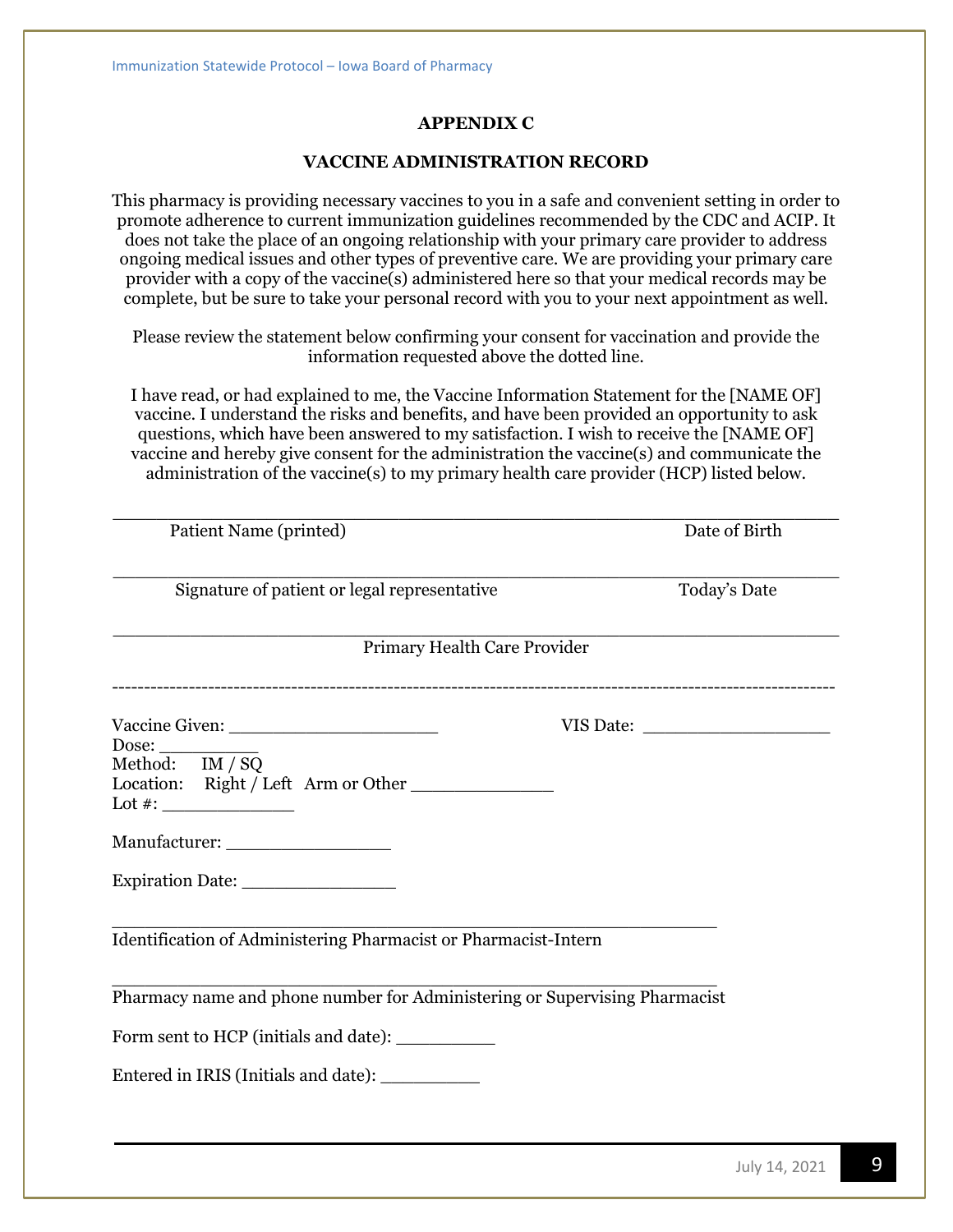# APPENDIX C

## VACCINE ADMINISTRATION RECORD

This pharmacy is providing necessary vaccines to you in a safe and convenient setting in order to promote adherence to current immunization guidelines recommended by the CDC and ACIP. It does not take the place of an ongoing relationship with your primary care provider to address ongoing medical issues and other types of preventive care. We are providing your primary care provider with a copy of the vaccine(s) administered here so that your medical records may be complete, but be sure to take your personal record with you to your next appointment as well.

Please review the statement below confirming your consent for vaccination and provide the information requested above the dotted line.

I have read, or had explained to me, the Vaccine Information Statement for the [NAME OF] vaccine. I understand the risks and benefits, and have been provided an opportunity to ask questions, which have been answered to my satisfaction. I wish to receive the [NAME OF] vaccine and hereby give consent for the administration the vaccine(s) and communicate the administration of the vaccine(s) to my primary health care provider (HCP) listed below.

_______________________________________________________________

Patient Name (printed) Date of Birth

_______________________________________________________________

Signature of patient or legal representative Today's Date

_______________________________________________________________

Primary Health Care Provider

-------------------------------------------------------------------------------------------------------------

Vaccine Given: ____________________ VIS Date: __________________

Dose: _________

Method: IM / SQ

Location: Right / Left Arm or Other _____________

Lot #: ____________

Manufacturer: _______________

Expiration Date: ______________

_______________________________________________________

Identification of Administering Pharmacist or Pharmacist-Intern

_______________________________________________________

Pharmacy name and phone number for Administering or Supervising Pharmacist

Form sent to HCP (initials and date): _________

Entered in IRIS (Initials and date): _________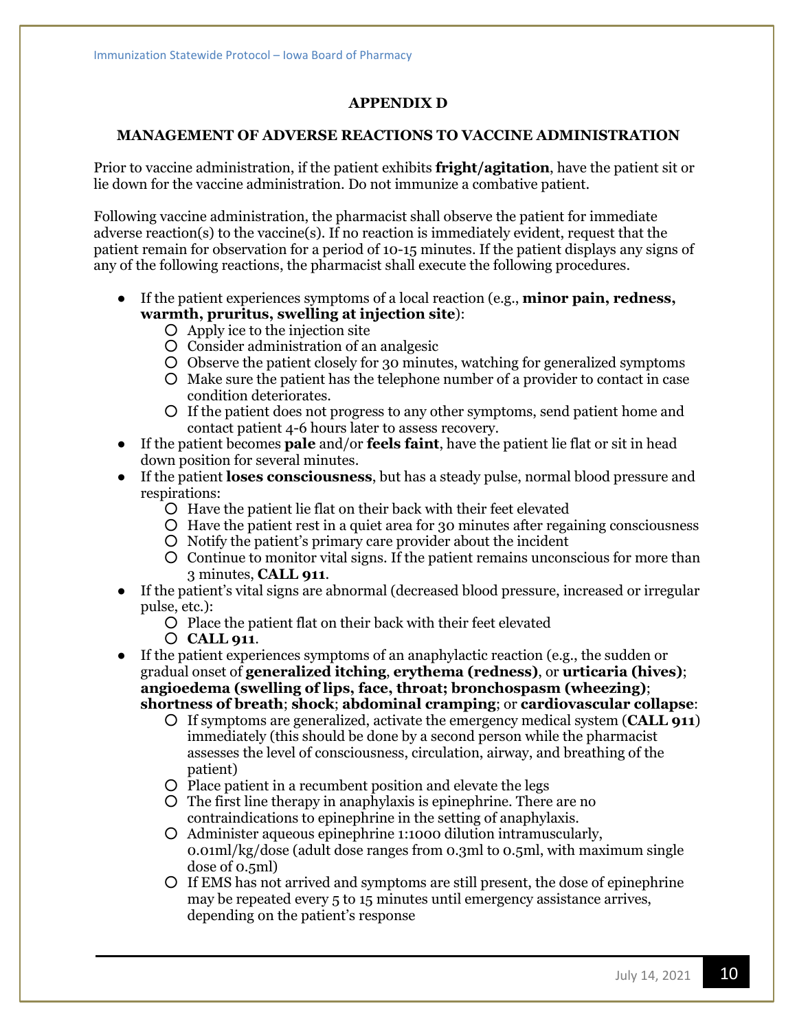## APPENDIX D

## MANAGEMENT OF ADVERSE REACTIONS TO VACCINE ADMINISTRATION

Prior to vaccine administration, if the patient exhibits **fright/agitation**, have the patient sit or lie down for the vaccine administration. Do not immunize a combative patient.

Following vaccine administration, the pharmacist shall observe the patient for immediate adverse reaction(s) to the vaccine(s). If no reaction is immediately evident, request that the patient remain for observation for a period of 10-15 minutes. If the patient displays any signs of any of the following reactions, the pharmacist shall execute the following procedures.

- If the patient experiences symptoms of a local reaction (e.g., **minor pain, redness, warmth, pruritus, swelling at injection site**):
  - Apply ice to the injection site
  - Consider administration of an analgesic
  - Observe the patient closely for 30 minutes, watching for generalized symptoms
  - Make sure the patient has the telephone number of a provider to contact in case condition deteriorates.
  - If the patient does not progress to any other symptoms, send patient home and contact patient 4-6 hours later to assess recovery.
- If the patient becomes **pale** and/or **feels faint**, have the patient lie flat or sit in head down position for several minutes.
- If the patient **loses consciousness**, but has a steady pulse, normal blood pressure and respirations:
  - Have the patient lie flat on their back with their feet elevated
  - Have the patient rest in a quiet area for 30 minutes after regaining consciousness
  - Notify the patient's primary care provider about the incident
  - Continue to monitor vital signs. If the patient remains unconscious for more than 3 minutes, **CALL 911**.
- If the patient's vital signs are abnormal (decreased blood pressure, increased or irregular pulse, etc.):
  - Place the patient flat on their back with their feet elevated
  - **CALL 911**.
- If the patient experiences symptoms of an anaphylactic reaction (e.g., the sudden or gradual onset of **generalized itching**, **erythema (redness)**, or **urticaria (hives)**; **angioedema (swelling of lips, face, throat; bronchospasm (wheezing)**; **shortness of breath**; **shock**; **abdominal cramping**; or **cardiovascular collapse**:
  - If symptoms are generalized, activate the emergency medical system (**CALL 911**) immediately (this should be done by a second person while the pharmacist assesses the level of consciousness, circulation, airway, and breathing of the patient)
  - Place patient in a recumbent position and elevate the legs
  - The first line therapy in anaphylaxis is epinephrine. There are no contraindications to epinephrine in the setting of anaphylaxis.
  - Administer aqueous epinephrine 1:1000 dilution intramuscularly, 0.01ml/kg/dose (adult dose ranges from 0.3ml to 0.5ml, with maximum single dose of 0.5ml)
  - If EMS has not arrived and symptoms are still present, the dose of epinephrine may be repeated every 5 to 15 minutes until emergency assistance arrives, depending on the patient's response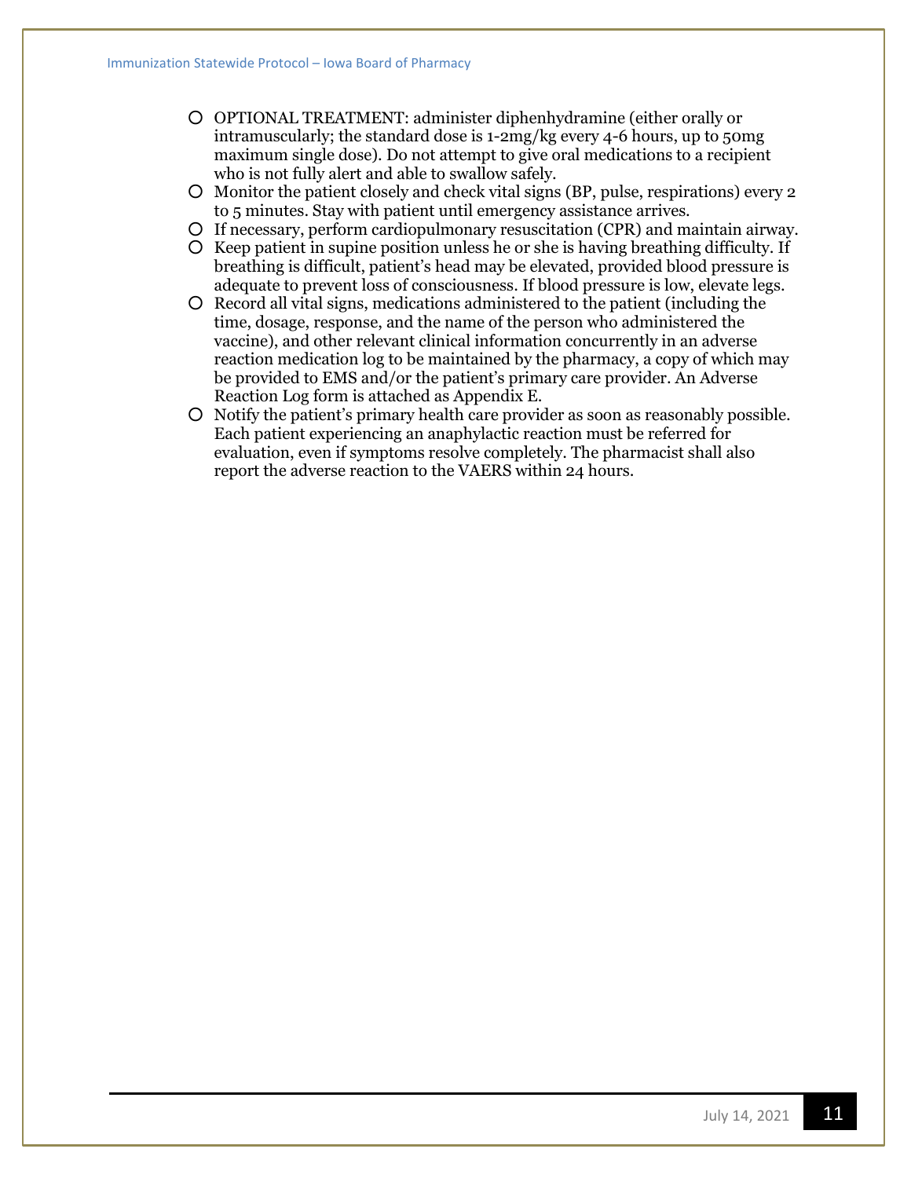- OPTIONAL TREATMENT: administer diphenhydramine (either orally or intramuscularly; the standard dose is 1-2mg/kg every 4-6 hours, up to 50mg maximum single dose). Do not attempt to give oral medications to a recipient who is not fully alert and able to swallow safely.
- Monitor the patient closely and check vital signs (BP, pulse, respirations) every 2 to 5 minutes. Stay with patient until emergency assistance arrives.
- If necessary, perform cardiopulmonary resuscitation (CPR) and maintain airway.
- Keep patient in supine position unless he or she is having breathing difficulty. If breathing is difficult, patient's head may be elevated, provided blood pressure is adequate to prevent loss of consciousness. If blood pressure is low, elevate legs.
- Record all vital signs, medications administered to the patient (including the time, dosage, response, and the name of the person who administered the vaccine), and other relevant clinical information concurrently in an adverse reaction medication log to be maintained by the pharmacy, a copy of which may be provided to EMS and/or the patient's primary care provider. An Adverse Reaction Log form is attached as Appendix E.
- Notify the patient's primary health care provider as soon as reasonably possible. Each patient experiencing an anaphylactic reaction must be referred for evaluation, even if symptoms resolve completely. The pharmacist shall also report the adverse reaction to the VAERS within 24 hours.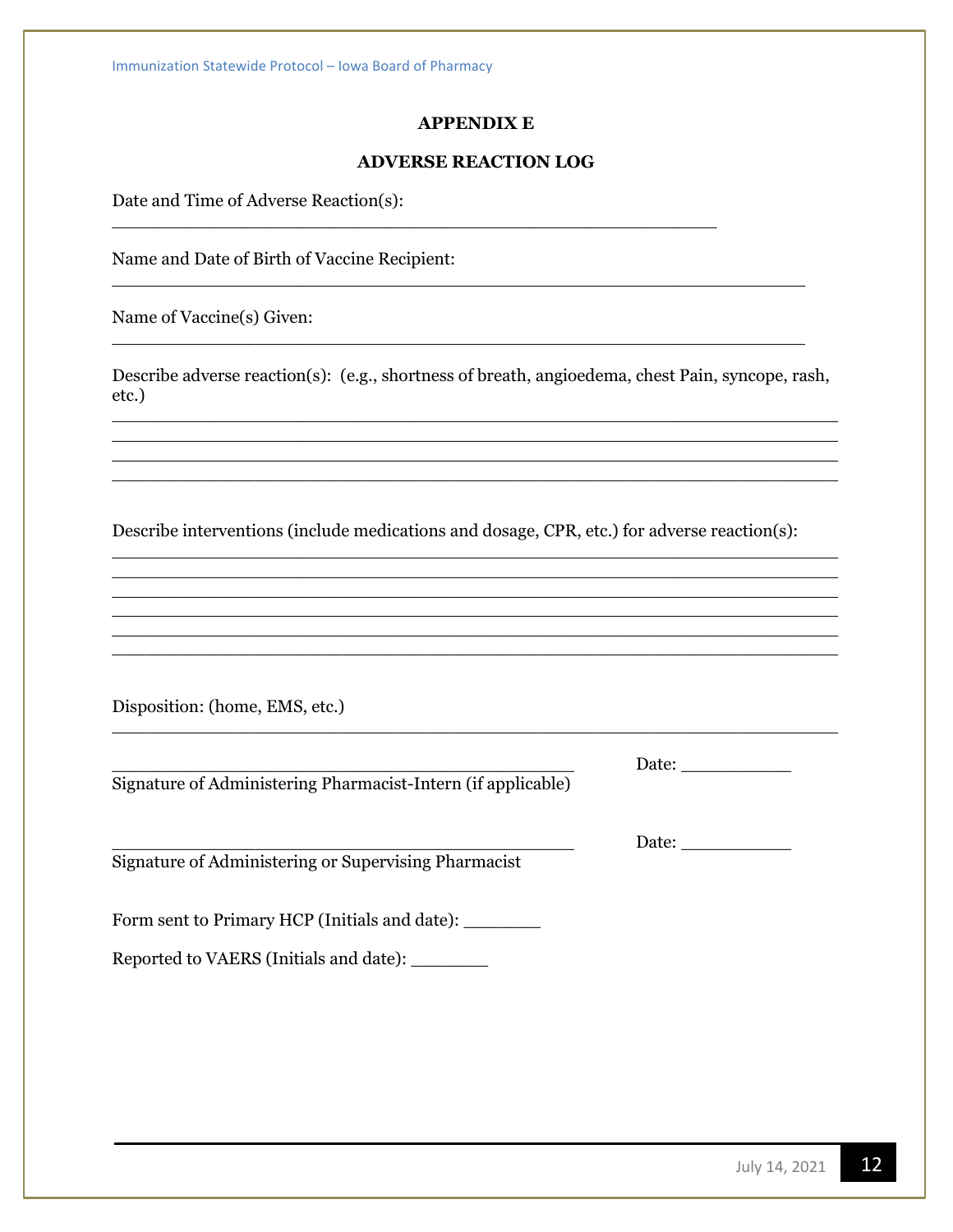## APPENDIX E

## ADVERSE REACTION LOG

Date and Time of Adverse Reaction(s):
___________________________________________________

Name and Date of Birth of Vaccine Recipient:
___________________________________________________________

Name of Vaccine(s) Given:
___________________________________________________________

Describe adverse reaction(s): (e.g., shortness of breath, angioedema, chest Pain, syncope, rash, etc.)
______________________________________________________________
______________________________________________________________
______________________________________________________________
______________________________________________________________

Describe interventions (include medications and dosage, CPR, etc.) for adverse reaction(s):
______________________________________________________________
______________________________________________________________
______________________________________________________________
______________________________________________________________
______________________________________________________________
______________________________________________________________

Disposition: (home, EMS, etc.)
______________________________________________________________

_______________________________________ Date: __________
Signature of Administering Pharmacist-Intern (if applicable)

_______________________________________ Date: __________
Signature of Administering or Supervising Pharmacist

Form sent to Primary HCP (Initials and date): _______

Reported to VAERS (Initials and date): _______